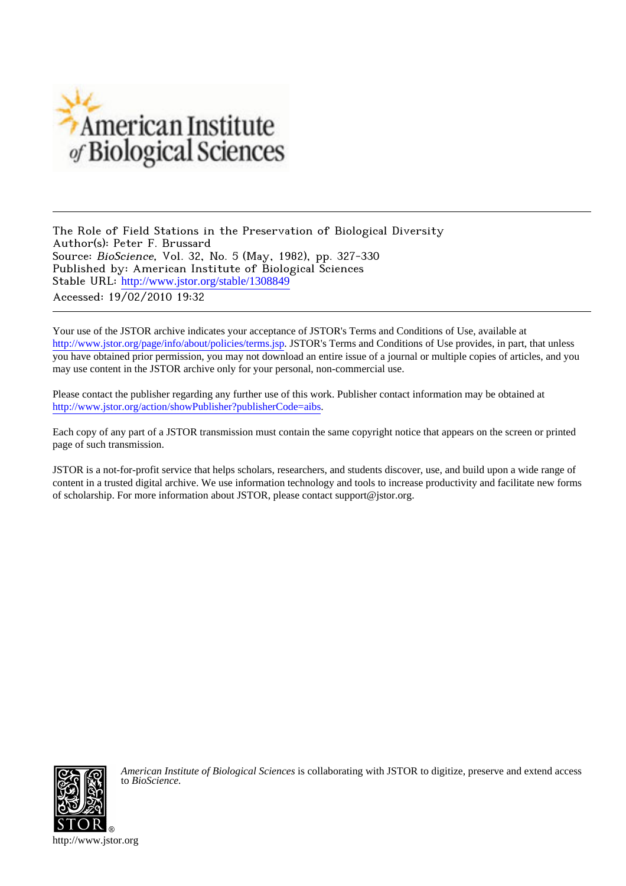American Institute of Biological Sciences

The Role of Field Stations in the Preservation of Biological Diversity
Author(s): Peter F. Brussard
Source: *BioScience*, Vol. 32, No. 5 (May, 1982), pp. 327-330
Published by: American Institute of Biological Sciences
Stable URL: http://www.jstor.org/stable/1308849
Accessed: 19/02/2010 19:32

---

Your use of the JSTOR archive indicates your acceptance of JSTOR's Terms and Conditions of Use, available at http://www.jstor.org/page/info/about/policies/terms.jsp. JSTOR's Terms and Conditions of Use provides, in part, that unless you have obtained prior permission, you may not download an entire issue of a journal or multiple copies of articles, and you may use content in the JSTOR archive only for your personal, non-commercial use.

Please contact the publisher regarding any further use of this work. Publisher contact information may be obtained at http://www.jstor.org/action/showPublisher?publisherCode=aibs.

Each copy of any part of a JSTOR transmission must contain the same copyright notice that appears on the screen or printed page of such transmission.

JSTOR is a not-for-profit service that helps scholars, researchers, and students discover, use, and build upon a wide range of content in a trusted digital archive. We use information technology and tools to increase productivity and facilitate new forms of scholarship. For more information about JSTOR, please contact support@jstor.org.

*American Institute of Biological Sciences* is collaborating with JSTOR to digitize, preserve and extend access to *BioScience.*

http://www.jstor.org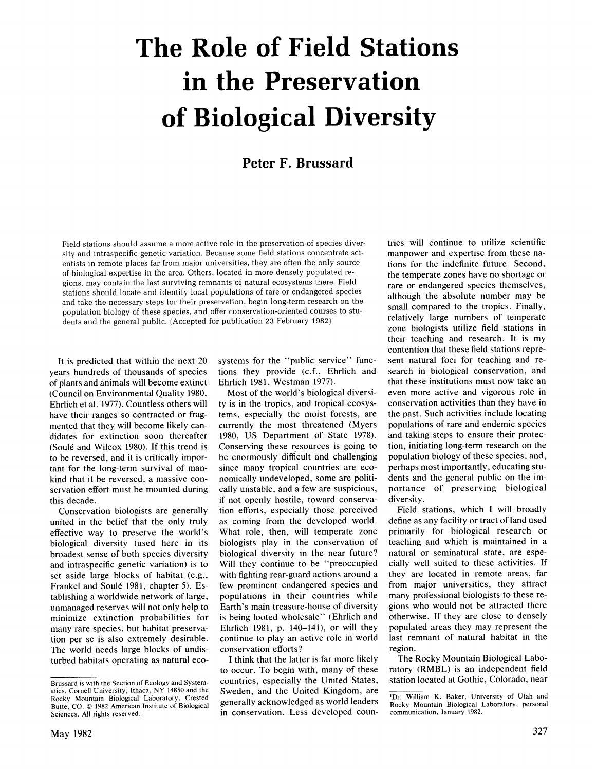# The Role of Field Stations in the Preservation of Biological Diversity

**Peter F. Brussard**

Field stations should assume a more active role in the preservation of species diversity and intraspecific genetic variation. Because some field stations concentrate scientists in remote places far from major universities, they are often the only source of biological expertise in the area. Others, located in more densely populated regions, may contain the last surviving remnants of natural ecosystems there. Field stations should locate and identify local populations of rare or endangered species and take the necessary steps for their preservation, begin long-term research on the population biology of these species, and offer conservation-oriented courses to students and the general public. (Accepted for publication 23 February 1982)

It is predicted that within the next 20 years hundreds of thousands of species of plants and animals will become extinct (Council on Environmental Quality 1980, Ehrlich et al. 1977). Countless others will have their ranges so contracted or fragmented that they will become likely candidates for extinction soon thereafter (Soulé and Wilcox 1980). If this trend is to be reversed, and it is critically important for the long-term survival of mankind that it be reversed, a massive conservation effort must be mounted during this decade.

Conservation biologists are generally united in the belief that the only truly effective way to preserve the world's biological diversity (used here in its broadest sense of both species diversity and intraspecific genetic variation) is to set aside large blocks of habitat (e.g., Frankel and Soulé 1981, chapter 5). Establishing a worldwide network of large, unmanaged reserves will not only help to minimize extinction probabilities for many rare species, but habitat preservation per se is also extremely desirable. The world needs large blocks of undisturbed habitats operating as natural ecosystems for the "public service" functions they provide (c.f., Ehrlich and Ehrlich 1981, Westman 1977).

Most of the world's biological diversity is in the tropics, and tropical ecosystems, especially the moist forests, are currently the most threatened (Myers 1980, US Department of State 1978). Conserving these resources is going to be enormously difficult and challenging since many tropical countries are economically undeveloped, some are politically unstable, and a few are suspicious, if not openly hostile, toward conservation efforts, especially those perceived as coming from the developed world. What role, then, will temperate zone biologists play in the conservation of biological diversity in the near future? Will they continue to be "preoccupied with fighting rear-guard actions around a few prominent endangered species and populations in their countries while Earth's main treasure-house of diversity is being looted wholesale" (Ehrlich and Ehrlich 1981, p. 140–141), or will they continue to play an active role in world conservation efforts?

I think that the latter is far more likely to occur. To begin with, many of these countries, especially the United States, Sweden, and the United Kingdom, are generally acknowledged as world leaders in conservation. Less developed countries will continue to utilize scientific manpower and expertise from these nations for the indefinite future. Second, the temperate zones have no shortage or rare or endangered species themselves, although the absolute number may be small compared to the tropics. Finally, relatively large numbers of temperate zone biologists utilize field stations in their teaching and research. It is my contention that these field stations represent natural foci for teaching and research in biological conservation, and that these institutions must now take an even more active and vigorous role in conservation activities than they have in the past. Such activities include locating populations of rare and endemic species and taking steps to ensure their protection, initiating long-term research on the population biology of these species, and, perhaps most importantly, educating students and the general public on the importance of preserving biological diversity.

Field stations, which I will broadly define as any facility or tract of land used primarily for biological research or teaching and which is maintained in a natural or seminatural state, are especially well suited to these activities. If they are located in remote areas, far from major universities, they attract many professional biologists to these regions who would not be attracted there otherwise. If they are close to densely populated areas they may represent the last remnant of natural habitat in the region.

The Rocky Mountain Biological Laboratory (RMBL) is an independent field station located at Gothic, Colorado, near

---

Brussard is with the Section of Ecology and Systematics, Cornell University, Ithaca, NY 14850 and the Rocky Mountain Biological Laboratory, Crested Butte, CO. © 1982 American Institute of Biological Sciences. All rights reserved.

[1]Dr. William K. Baker, University of Utah and Rocky Mountain Biological Laboratory, personal communication, January 1982.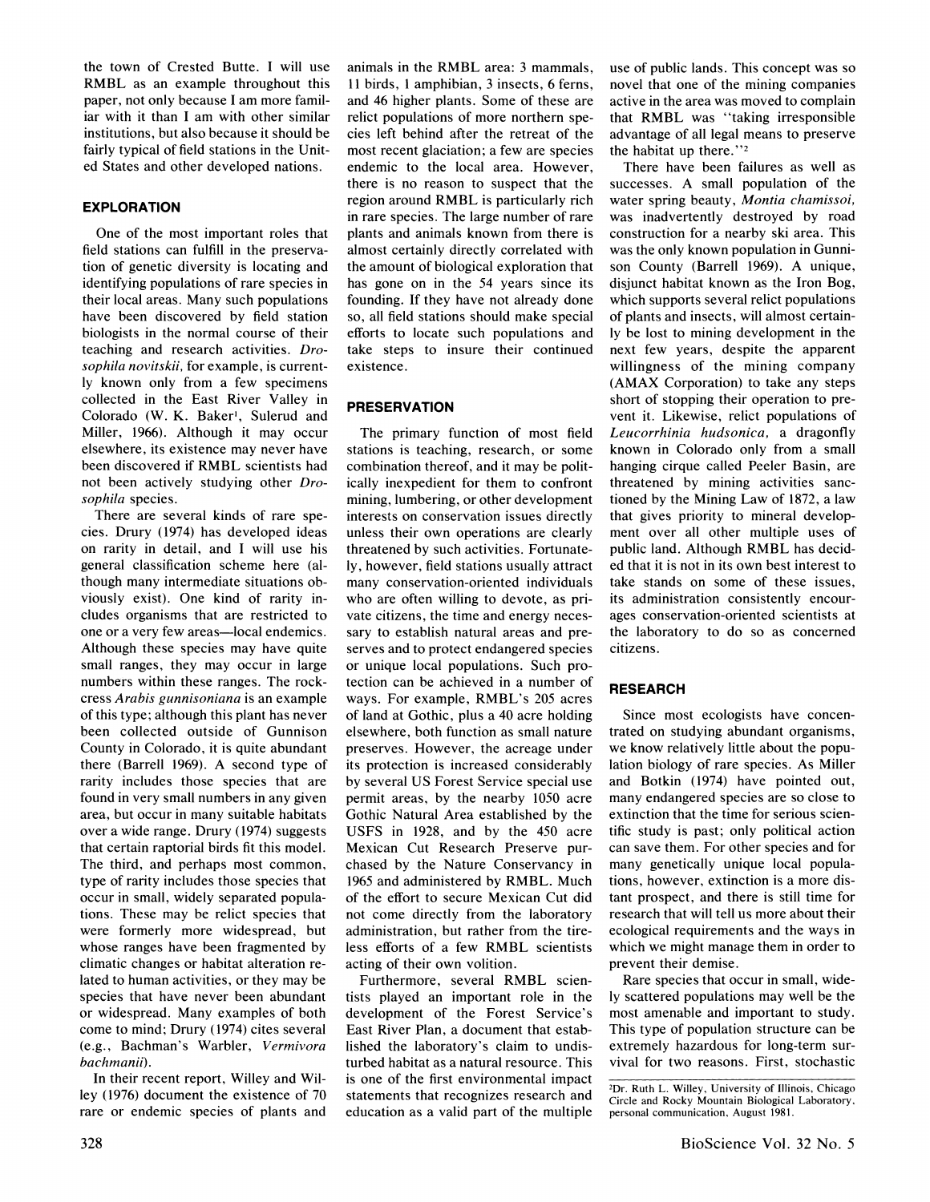the town of Crested Butte. I will use RMBL as an example throughout this paper, not only because I am more familiar with it than I am with other similar institutions, but also because it should be fairly typical of field stations in the United States and other developed nations.

## EXPLORATION

One of the most important roles that field stations can fulfill in the preservation of genetic diversity is locating and identifying populations of rare species in their local areas. Many such populations have been discovered by field station biologists in the normal course of their teaching and research activities. *Drosophila novitskii*, for example, is currently known only from a few specimens collected in the East River Valley in Colorado (W. K. Baker[1], Sulerud and Miller, 1966). Although it may occur elsewhere, its existence may never have been discovered if RMBL scientists had not been actively studying other *Drosophila* species.

There are several kinds of rare species. Drury (1974) has developed ideas on rarity in detail, and I will use his general classification scheme here (although many intermediate situations obviously exist). One kind of rarity includes organisms that are restricted to one or a very few areas—local endemics. Although these species may have quite small ranges, they may occur in large numbers within these ranges. The rock-cress *Arabis gunnisoniana* is an example of this type; although this plant has never been collected outside of Gunnison County in Colorado, it is quite abundant there (Barrell 1969). A second type of rarity includes those species that are found in very small numbers in any given area, but occur in many suitable habitats over a wide range. Drury (1974) suggests that certain raptorial birds fit this model. The third, and perhaps most common, type of rarity includes those species that occur in small, widely separated populations. These may be relict species that were formerly more widespread, but whose ranges have been fragmented by climatic changes or habitat alteration related to human activities, or they may be species that have never been abundant or widespread. Many examples of both come to mind; Drury (1974) cites several (e.g., Bachman's Warbler, *Vermivora bachmanii*).

In their recent report, Willey and Willey (1976) document the existence of 70 rare or endemic species of plants and animals in the RMBL area: 3 mammals, 11 birds, 1 amphibian, 3 insects, 6 ferns, and 46 higher plants. Some of these are relict populations of more northern species left behind after the retreat of the most recent glaciation; a few are species endemic to the local area. However, there is no reason to suspect that the region around RMBL is particularly rich in rare species. The large number of rare plants and animals known from there is almost certainly directly correlated with the amount of biological exploration that has gone on in the 54 years since its founding. If they have not already done so, all field stations should make special efforts to locate such populations and take steps to insure their continued existence.

## PRESERVATION

The primary function of most field stations is teaching, research, or some combination thereof, and it may be politically inexpedient for them to confront mining, lumbering, or other development interests on conservation issues directly unless their own operations are clearly threatened by such activities. Fortunately, however, field stations usually attract many conservation-oriented individuals who are often willing to devote, as private citizens, the time and energy necessary to establish natural areas and preserves and to protect endangered species or unique local populations. Such protection can be achieved in a number of ways. For example, RMBL's 205 acres of land at Gothic, plus a 40 acre holding elsewhere, both function as small nature preserves. However, the acreage under its protection is increased considerably by several US Forest Service special use permit areas, by the nearby 1050 acre Gothic Natural Area established by the USFS in 1928, and by the 450 acre Mexican Cut Research Preserve purchased by the Nature Conservancy in 1965 and administered by RMBL. Much of the effort to secure Mexican Cut did not come directly from the laboratory administration, but rather from the tireless efforts of a few RMBL scientists acting of their own volition.

Furthermore, several RMBL scientists played an important role in the development of the Forest Service's East River Plan, a document that established the laboratory's claim to undisturbed habitat as a natural resource. This is one of the first environmental impact statements that recognizes research and education as a valid part of the multiple use of public lands. This concept was so novel that one of the mining companies active in the area was moved to complain that RMBL was "taking irresponsible advantage of all legal means to preserve the habitat up there."[2]

There have been failures as well as successes. A small population of the water spring beauty, *Montia chamissoi*, was inadvertently destroyed by road construction for a nearby ski area. This was the only known population in Gunnison County (Barrell 1969). A unique, disjunct habitat known as the Iron Bog, which supports several relict populations of plants and insects, will almost certainly be lost to mining development in the next few years, despite the apparent willingness of the mining company (AMAX Corporation) to take any steps short of stopping their operation to prevent it. Likewise, relict populations of *Leucorrhinia hudsonica*, a dragonfly known in Colorado only from a small hanging cirque called Peeler Basin, are threatened by mining activities sanctioned by the Mining Law of 1872, a law that gives priority to mineral development over all other multiple uses of public land. Although RMBL has decided that it is not in its own best interest to take stands on some of these issues, its administration consistently encourages conservation-oriented scientists at the laboratory to do so as concerned citizens.

## RESEARCH

Since most ecologists have concentrated on studying abundant organisms, we know relatively little about the population biology of rare species. As Miller and Botkin (1974) have pointed out, many endangered species are so close to extinction that the time for serious scientific study is past; only political action can save them. For other species and for many genetically unique local populations, however, extinction is a more distant prospect, and there is still time for research that will tell us more about their ecological requirements and the ways in which we might manage them in order to prevent their demise.

Rare species that occur in small, widely scattered populations may well be the most amenable and important to study. This type of population structure can be extremely hazardous for long-term survival for two reasons. First, stochastic

[2]Dr. Ruth L. Willey, University of Illinois, Chicago Circle and Rocky Mountain Biological Laboratory, personal communication, August 1981.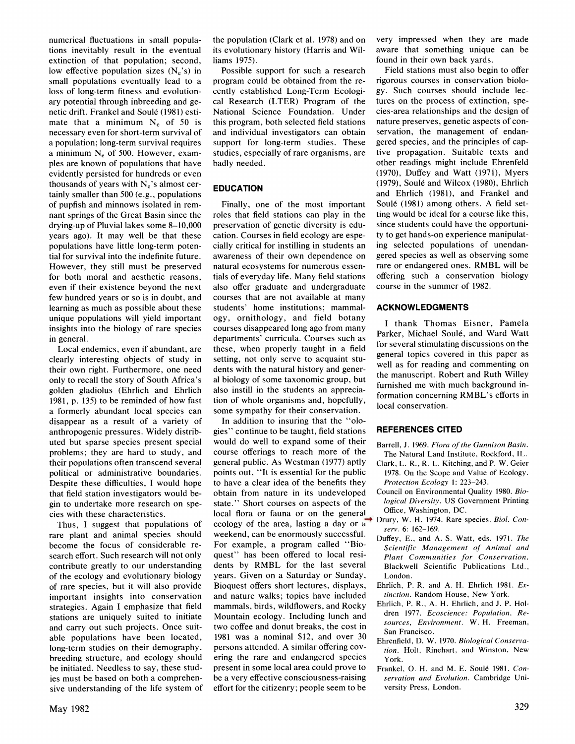numerical fluctuations in small populations inevitably result in the eventual extinction of that population; second, low effective population sizes ($N_e$'s) in small populations eventually lead to a loss of long-term fitness and evolutionary potential through inbreeding and genetic drift. Frankel and Soulé (1981) estimate that a minimum $N_e$ of 50 is necessary even for short-term survival of a population; long-term survival requires a minimum $N_e$ of 500. However, examples are known of populations that have evidently persisted for hundreds or even thousands of years with $N_e$'s almost certainly smaller than 500 (e.g., populations of pupfish and minnows isolated in remnant springs of the Great Basin since the drying-up of Pluvial lakes some 8–10,000 years ago). It may well be that these populations have little long-term potential for survival into the indefinite future. However, they still must be preserved for both moral and aesthetic reasons, even if their existence beyond the next few hundred years or so is in doubt, and learning as much as possible about these unique populations will yield important insights into the biology of rare species in general.

Local endemics, even if abundant, are clearly interesting objects of study in their own right. Furthermore, one need only to recall the story of South Africa's golden gladiolus (Ehrlich and Ehrlich 1981, p. 135) to be reminded of how fast a formerly abundant local species can disappear as a result of a variety of anthropogenic pressures. Widely distributed but sparse species present special problems; they are hard to study, and their populations often transcend several political or administrative boundaries. Despite these difficulties, I would hope that field station investigators would begin to undertake more research on species with these characteristics.

Thus, I suggest that populations of rare plant and animal species should become the focus of considerable research effort. Such research will not only contribute greatly to our understanding of the ecology and evolutionary biology of rare species, but it will also provide important insights into conservation strategies. Again I emphasize that field stations are uniquely suited to initiate and carry out such projects. Once suitable populations have been located, long-term studies on their demography, breeding structure, and ecology should be initiated. Needless to say, these studies must be based on both a comprehensive understanding of the life system of the population (Clark et al. 1978) and on its evolutionary history (Harris and Williams 1975).

Possible support for such a research program could be obtained from the recently established Long-Term Ecological Research (LTER) Program of the National Science Foundation. Under this program, both selected field stations and individual investigators can obtain support for long-term studies. These studies, especially of rare organisms, are badly needed.

## EDUCATION

Finally, one of the most important roles that field stations can play in the preservation of genetic diversity is education. Courses in field ecology are especially critical for instilling in students an awareness of their own dependence on natural ecosystems for numerous essentials of everyday life. Many field stations also offer graduate and undergraduate courses that are not available at many students' home institutions; mammalogy, ornithology, and field botany courses disappeared long ago from many departments' curricula. Courses such as these, when properly taught in a field setting, not only serve to acquaint students with the natural history and general biology of some taxonomic group, but also instill in the students an appreciation of whole organisms and, hopefully, some sympathy for their conservation.

In addition to insuring that the "ologies" continue to be taught, field stations would do well to expand some of their course offerings to reach more of the general public. As Westman (1977) aptly points out, "It is essential for the public to have a clear idea of the benefits they obtain from nature in its undeveloped state." Short courses on aspects of the local flora or fauna or on the general ecology of the area, lasting a day or a weekend, can be enormously successful. For example, a program called "Bioquest" has been offered to local residents by RMBL for the last several years. Given on a Saturday or Sunday, Bioquest offers short lectures, displays, and nature walks; topics have included mammals, birds, wildflowers, and Rocky Mountain ecology. Including lunch and two coffee and donut breaks, the cost in 1981 was a nominal $12, and over 30 persons attended. A similar offering covering the rare and endangered species present in some local area could prove to be a very effective consciousness-raising effort for the citizenry; people seem to be very impressed when they are made aware that something unique can be found in their own back yards.

Field stations must also begin to offer rigorous courses in conservation biology. Such courses should include lectures on the process of extinction, species-area relationships and the design of nature preserves, genetic aspects of conservation, the management of endangered species, and the principles of captive propagation. Suitable texts and other readings might include Ehrenfeld (1970), Duffey and Watt (1971), Myers (1979), Soulé and Wilcox (1980), Ehrlich and Ehrlich (1981), and Frankel and Soulé (1981) among others. A field setting would be ideal for a course like this, since students could have the opportunity to get hands-on experience manipulating selected populations of unendangered species as well as observing some rare or endangered ones. RMBL will be offering such a conservation biology course in the summer of 1982.

## ACKNOWLEDGMENTS

I thank Thomas Eisner, Pamela Parker, Michael Soulé, and Ward Watt for several stimulating discussions on the general topics covered in this paper as well as for reading and commenting on the manuscript. Robert and Ruth Willey furnished me with much background information concerning RMBL's efforts in local conservation.

## REFERENCES CITED

Barrell, J. 1969. *Flora of the Gunnison Basin.* The Natural Land Institute, Rockford, IL.

Clark, L. R., R. L. Kitching, and P. W. Geier 1978. On the Scope and Value of Ecology. *Protection Ecology* 1: 223–243.

Council on Environmental Quality 1980. *Biological Diversity.* US Government Printing Office, Washington, DC.

Drury, W. H. 1974. Rare species. *Biol. Conserv.* 6: 162–169.

Duffey, E., and A. S. Watt, eds. 1971. *The Scientific Management of Animal and Plant Communities for Conservation*, Blackwell Scientific Publications Ltd., London.

Ehrlich, P. R. and A. H. Ehrlich 1981. *Extinction.* Random House, New York.

Ehrlich, P. R., A. H. Ehrlich, and J. P. Holdren 1977. *Ecoscience: Population, Resources, Environment.* W. H. Freeman, San Francisco.

Ehrenfield, D. W. 1970. *Biological Conservation.* Holt, Rinehart, and Winston, New York.

Frankel, O. H. and M. E. Soulé 1981. *Conservation and Evolution.* Cambridge University Press, London.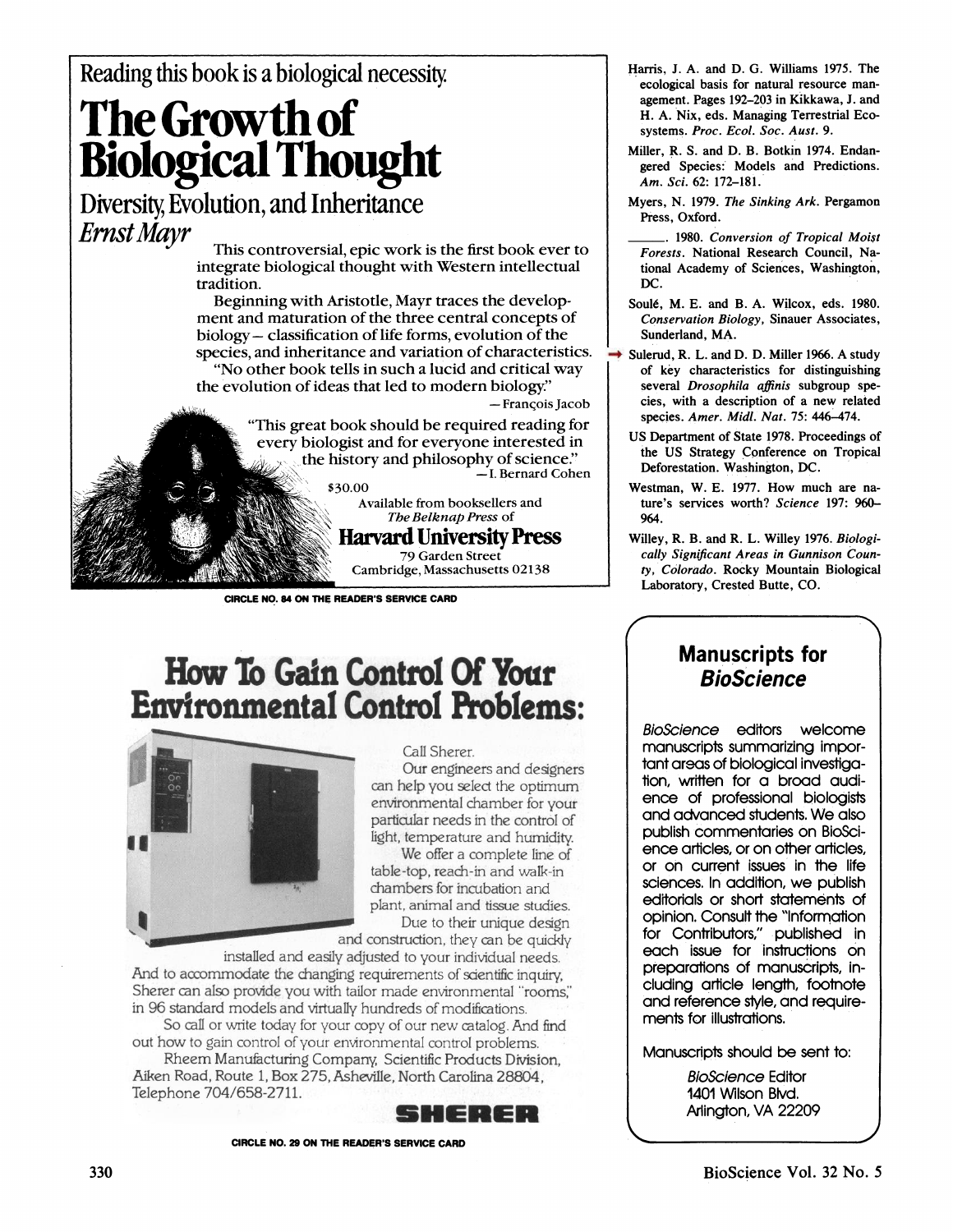Reading this book is a biological necessity.

# The Growth of Biological Thought

## Diversity, Evolution, and Inheritance

*Ernst Mayr*

This controversial, epic work is the first book ever to integrate biological thought with Western intellectual tradition.

Beginning with Aristotle, Mayr traces the development and maturation of the three central concepts of biology — classification of life forms, evolution of the species, and inheritance and variation of characteristics.

"No other book tells in such a lucid and critical way the evolution of ideas that led to modern biology."
— François Jacob

"This great book should be required reading for every biologist and for everyone interested in the history and philosophy of science."
— I. Bernard Cohen

$30.00

Available from booksellers and *The Belknap Press* of

**Harvard University Press**
79 Garden Street
Cambridge, Massachusetts 02138

CIRCLE NO. 84 ON THE READER'S SERVICE CARD

# How To Gain Control Of Your Environmental Control Problems:

Call Sherer.

Our engineers and designers can help you select the optimum environmental chamber for your particular needs in the control of light, temperature and humidity.

We offer a complete line of table-top, reach-in and walk-in chambers for incubation and plant, animal and tissue studies.

Due to their unique design and construction, they can be quickly installed and easily adjusted to your individual needs. And to accommodate the changing requirements of scientific inquiry, Sherer can also provide you with tailor made environmental "rooms," in 96 standard models and virtually hundreds of modifications.

So call or write today for your copy of our new catalog. And find out how to gain control of your environmental control problems.

Rheem Manufacturing Company, Scientific Products Division, Aiken Road, Route 1, Box 275, Asheville, North Carolina 28804, Telephone 704/658-2711.

**SHERER**

CIRCLE NO. 29 ON THE READER'S SERVICE CARD

Harris, J. A. and D. G. Williams 1975. The ecological basis for natural resource management. Pages 192–203 in Kikkawa, J. and H. A. Nix, eds. Managing Terrestrial Ecosystems. *Proc. Ecol. Soc. Aust.* 9.

Miller, R. S. and D. B. Botkin 1974. Endangered Species: Models and Predictions. *Am. Sci.* 62: 172–181.

Myers, N. 1979. *The Sinking Ark*. Pergamon Press, Oxford.

\_\_\_\_\_. 1980. *Conversion of Tropical Moist Forests*. National Research Council, National Academy of Sciences, Washington, DC.

Soulé, M. E. and B. A. Wilcox, eds. 1980. *Conservation Biology*, Sinauer Associates, Sunderland, MA.

→ Sulerud, R. L. and D. D. Miller 1966. A study of key characteristics for distinguishing several *Drosophila affinis* subgroup species, with a description of a new related species. *Amer. Midl. Nat.* 75: 446–474.

US Department of State 1978. Proceedings of the US Strategy Conference on Tropical Deforestation. Washington, DC.

Westman, W. E. 1977. How much are nature's services worth? *Science* 197: 960–964.

Willey, R. B. and R. L. Willey 1976. *Biologically Significant Areas in Gunnison County, Colorado*. Rocky Mountain Biological Laboratory, Crested Butte, CO.

## Manuscripts for *BioScience*

*BioScience* editors welcome manuscripts summarizing important areas of biological investigation, written for a broad audience of professional biologists and advanced students. We also publish commentaries on BioScience articles, or on other articles, or on current issues in the life sciences. In addition, we publish editorials or short statements of opinion. Consult the "Information for Contributors," published in each issue for instructions on preparations of manuscripts, including article length, footnote and reference style, and requirements for illustrations.

Manuscripts should be sent to:

*BioScience* Editor
1401 Wilson Blvd.
Arlington, VA 22209